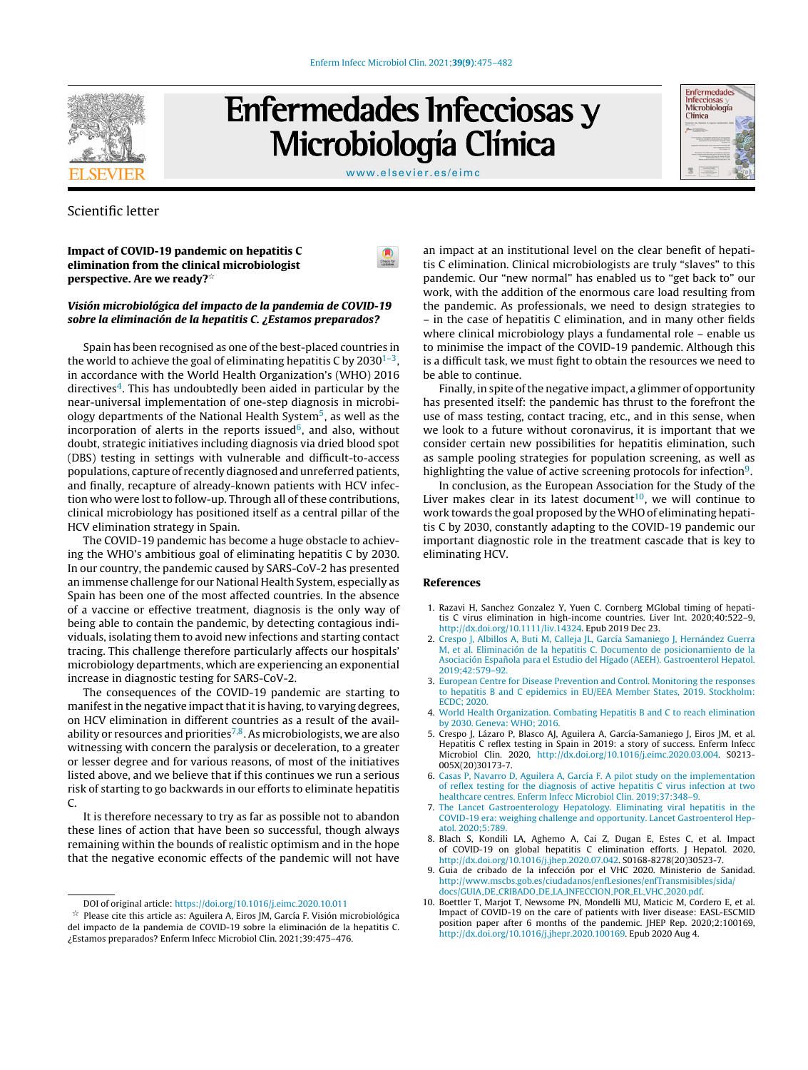Scientific letter

# Impact of COVID-19 pandemic on hepatitis C elimination from the clinical microbiologist perspective. Are we ready?☆

## *Visión microbiológica del impacto de la pandemia de COVID-19 sobre la eliminación de la hepatitis C. ¿Estamos preparados?*

Spain has been recognised as one of the best-placed countries in the world to achieve the goal of eliminating hepatitis C by 2030[1–3], in accordance with the World Health Organization's (WHO) 2016 directives[4]. This has undoubtedly been aided in particular by the near-universal implementation of one-step diagnosis in microbiology departments of the National Health System[5], as well as the incorporation of alerts in the reports issued[6], and also, without doubt, strategic initiatives including diagnosis via dried blood spot (DBS) testing in settings with vulnerable and difficult-to-access populations, capture of recently diagnosed and unreferred patients, and finally, recapture of already-known patients with HCV infection who were lost to follow-up. Through all of these contributions, clinical microbiology has positioned itself as a central pillar of the HCV elimination strategy in Spain.

The COVID-19 pandemic has become a huge obstacle to achieving the WHO's ambitious goal of eliminating hepatitis C by 2030. In our country, the pandemic caused by SARS-CoV-2 has presented an immense challenge for our National Health System, especially as Spain has been one of the most affected countries. In the absence of a vaccine or effective treatment, diagnosis is the only way of being able to contain the pandemic, by detecting contagious individuals, isolating them to avoid new infections and starting contact tracing. This challenge therefore particularly affects our hospitals' microbiology departments, which are experiencing an exponential increase in diagnostic testing for SARS-CoV-2.

The consequences of the COVID-19 pandemic are starting to manifest in the negative impact that it is having, to varying degrees, on HCV elimination in different countries as a result of the availability or resources and priorities[7,8]. As microbiologists, we are also witnessing with concern the paralysis or deceleration, to a greater or lesser degree and for various reasons, of most of the initiatives listed above, and we believe that if this continues we run a serious risk of starting to go backwards in our efforts to eliminate hepatitis C.

It is therefore necessary to try as far as possible not to abandon these lines of action that have been so successful, though always remaining within the bounds of realistic optimism and in the hope that the negative economic effects of the pandemic will not have an impact at an institutional level on the clear benefit of hepatitis C elimination. Clinical microbiologists are truly "slaves" to this pandemic. Our "new normal" has enabled us to "get back to" our work, with the addition of the enormous care load resulting from the pandemic. As professionals, we need to design strategies to – in the case of hepatitis C elimination, and in many other fields where clinical microbiology plays a fundamental role – enable us to minimise the impact of the COVID-19 pandemic. Although this is a difficult task, we must fight to obtain the resources we need to be able to continue.

Finally, in spite of the negative impact, a glimmer of opportunity has presented itself: the pandemic has thrust to the forefront the use of mass testing, contact tracing, etc., and in this sense, when we look to a future without coronavirus, it is important that we consider certain new possibilities for hepatitis elimination, such as sample pooling strategies for population screening, as well as highlighting the value of active screening protocols for infection[9].

In conclusion, as the European Association for the Study of the Liver makes clear in its latest document[10], we will continue to work towards the goal proposed by the WHO of eliminating hepatitis C by 2030, constantly adapting to the COVID-19 pandemic our important diagnostic role in the treatment cascade that is key to eliminating HCV.

## References

1. Razavi H, Sanchez Gonzalez Y, Yuen C. Cornberg MGlobal timing of hepatitis C virus elimination in high-income countries. Liver Int. 2020;40:522–9, http://dx.doi.org/10.1111/liv.14324. Epub 2019 Dec 23.
2. Crespo J, Albillos A, Buti M, Calleja JL, García Samaniego J, Hernández Guerra M, et al. Eliminación de la hepatitis C. Documento de posicionamiento de la Asociación Española para el Estudio del Hígado (AEEH). Gastroenterol Hepatol. 2019;42:579–92.
3. European Centre for Disease Prevention and Control. Monitoring the responses to hepatitis B and C epidemics in EU/EEA Member States, 2019. Stockholm: ECDC; 2020.
4. World Health Organization. Combating Hepatitis B and C to reach elimination by 2030. Geneva: WHO; 2016.
5. Crespo J, Lázaro P, Blasco AJ, Aguilera A, García-Samaniego J, Eiros JM, et al. Hepatitis C reflex testing in Spain in 2019: a story of success. Enferm Infecc Microbiol Clin. 2020, http://dx.doi.org/10.1016/j.eimc.2020.03.004. S0213-005X(20)30173-7.
6. Casas P, Navarro D, Aguilera A, García F. A pilot study on the implementation of reflex testing for the diagnosis of active hepatitis C virus infection at two healthcare centres. Enferm Infecc Microbiol Clin. 2019;37:348–9.
7. The Lancet Gastroenterology Hepatology. Eliminating viral hepatitis in the COVID-19 era: weighing challenge and opportunity. Lancet Gastroenterol Hepatol. 2020;5:789.
8. Blach S, Kondili LA, Aghemo A, Cai Z, Dugan E, Estes C, et al. Impact of COVID-19 on global hepatitis C elimination efforts. J Hepatol. 2020, http://dx.doi.org/10.1016/j.jhep.2020.07.042. S0168-8278(20)30523-7.
9. Guia de cribado de la infección por el VHC 2020. Ministerio de Sanidad. http://www.mscbs.gob.es/ciudadanos/enfLesiones/enfTransmisibles/sida/docs/GUIA_DE_CRIBADO_DE_LA_INFECCION_POR_EL_VHC_2020.pdf.
10. Boettler T, Marjot T, Newsome PN, Mondelli MU, Maticic M, Cordero E, et al. Impact of COVID-19 on the care of patients with liver disease: EASL-ESCMID position paper after 6 months of the pandemic. JHEP Rep. 2020;2:100169, http://dx.doi.org/10.1016/j.jhepr.2020.100169. Epub 2020 Aug 4.

DOI of original article: https://doi.org/10.1016/j.eimc.2020.10.011

☆ Please cite this article as: Aguilera A, Eiros JM, García F. Visión microbiológica del impacto de la pandemia de COVID-19 sobre la eliminación de la hepatitis C. ¿Estamos preparados? Enferm Infecc Microbiol Clin. 2021;39:475–476.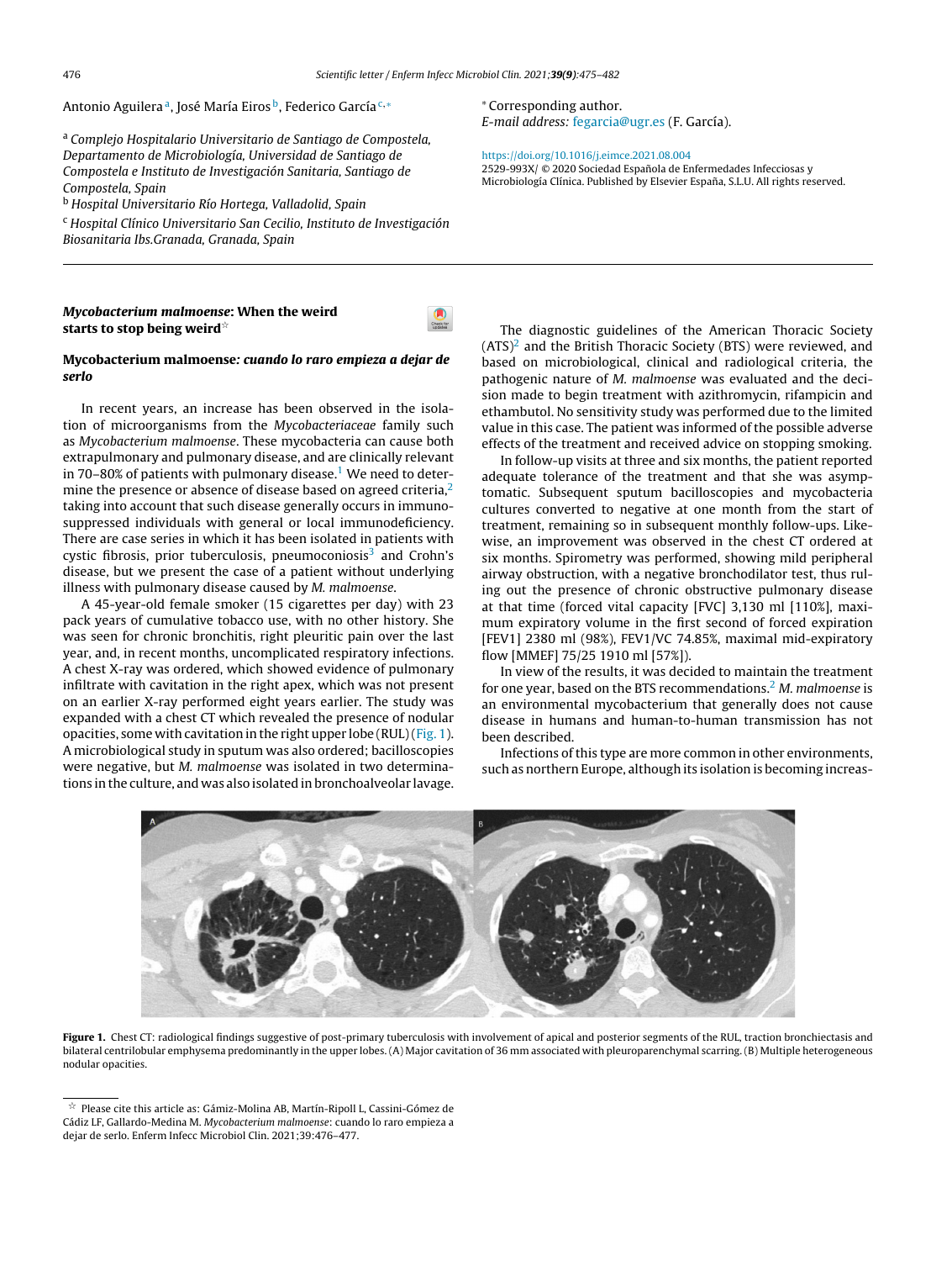Antonio Aguilera[a], José María Eiros[b], Federico García[c,*]

[a] Complejo Hospitalario Universitario de Santiago de Compostela, Departamento de Microbiología, Universidad de Santiago de Compostela e Instituto de Investigación Sanitaria, Santiago de Compostela, Spain

[b] Hospital Universitario Río Hortega, Valladolid, Spain

[c] Hospital Clínico Universitario San Cecilio, Instituto de Investigación Biosanitaria Ibs.Granada, Granada, Spain

* Corresponding author.
*E-mail address:* fegarcia@ugr.es (F. García).

https://doi.org/10.1016/j.eimce.2021.08.004
2529-993X/ © 2020 Sociedad Española de Enfermedades Infecciosas y Microbiología Clínica. Published by Elsevier España, S.L.U. All rights reserved.

---

## *Mycobacterium malmoense*: When the weird starts to stop being weird☆

### Mycobacterium malmoense*: cuando lo raro empieza a dejar de serlo*

In recent years, an increase has been observed in the isolation of microorganisms from the *Mycobacteriaceae* family such as *Mycobacterium malmoense*. These mycobacteria can cause both extrapulmonary and pulmonary disease, and are clinically relevant in 70–80% of patients with pulmonary disease.[1] We need to determine the presence or absence of disease based on agreed criteria,[2] taking into account that such disease generally occurs in immunosuppressed individuals with general or local immunodeficiency. There are case series in which it has been isolated in patients with cystic fibrosis, prior tuberculosis, pneumoconiosis[3] and Crohn's disease, but we present the case of a patient without underlying illness with pulmonary disease caused by *M. malmoense*.

A 45-year-old female smoker (15 cigarettes per day) with 23 pack years of cumulative tobacco use, with no other history. She was seen for chronic bronchitis, right pleuritic pain over the last year, and, in recent months, uncomplicated respiratory infections. A chest X-ray was ordered, which showed evidence of pulmonary infiltrate with cavitation in the right apex, which was not present on an earlier X-ray performed eight years earlier. The study was expanded with a chest CT which revealed the presence of nodular opacities, some with cavitation in the right upper lobe (RUL) (Fig. 1). A microbiological study in sputum was also ordered; bacilloscopies were negative, but *M. malmoense* was isolated in two determinations in the culture, and was also isolated in bronchoalveolar lavage.

The diagnostic guidelines of the American Thoracic Society (ATS)[2] and the British Thoracic Society (BTS) were reviewed, and based on microbiological, clinical and radiological criteria, the pathogenic nature of *M. malmoense* was evaluated and the decision made to begin treatment with azithromycin, rifampicin and ethambutol. No sensitivity study was performed due to the limited value in this case. The patient was informed of the possible adverse effects of the treatment and received advice on stopping smoking.

In follow-up visits at three and six months, the patient reported adequate tolerance of the treatment and that she was asymptomatic. Subsequent sputum bacilloscopies and mycobacteria cultures converted to negative at one month from the start of treatment, remaining so in subsequent monthly follow-ups. Likewise, an improvement was observed in the chest CT ordered at six months. Spirometry was performed, showing mild peripheral airway obstruction, with a negative bronchodilator test, thus ruling out the presence of chronic obstructive pulmonary disease at that time (forced vital capacity [FVC] 3,130 ml [110%], maximum expiratory volume in the first second of forced expiration [FEV1] 2380 ml (98%), FEV1/VC 74.85%, maximal mid-expiratory flow [MMEF] 75/25 1910 ml [57%]).

In view of the results, it was decided to maintain the treatment for one year, based on the BTS recommendations.[2] *M. malmoense* is an environmental mycobacterium that generally does not cause disease in humans and human-to-human transmission has not been described.

Infections of this type are more common in other environments, such as northern Europe, although its isolation is becoming increas-

**Figure 1.** Chest CT: radiological findings suggestive of post-primary tuberculosis with involvement of apical and posterior segments of the RUL, traction bronchiectasis and bilateral centrilobular emphysema predominantly in the upper lobes. (A) Major cavitation of 36 mm associated with pleuroparenchymal scarring. (B) Multiple heterogeneous nodular opacities.

☆ Please cite this article as: Gámiz-Molina AB, Martín-Ripoll L, Cassini-Gómez de Cádiz LF, Gallardo-Medina M. *Mycobacterium malmoense*: cuando lo raro empieza a dejar de serlo. Enferm Infecc Microbiol Clin. 2021;39:476–477.